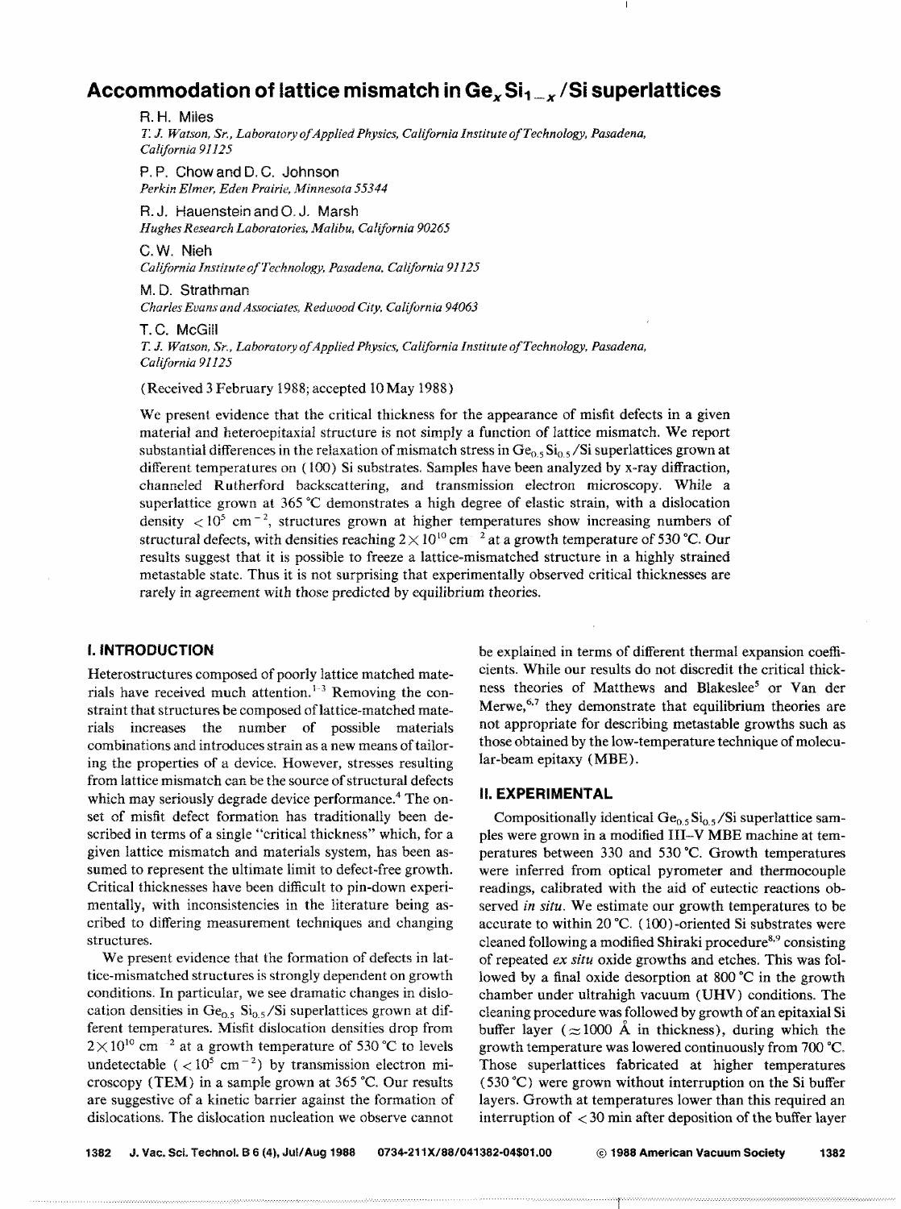# Accommodation of lattice mismatch in $Ge_xSi_{1-x}$/Si superlattices

R. H. Miles
*T. J. Watson, Sr., Laboratory of Applied Physics, California Institute of Technology, Pasadena, California 91125*

P. P. Chow and D. C. Johnson
*Perkin Elmer, Eden Prairie, Minnesota 55344*

R. J. Hauenstein and O. J. Marsh
*Hughes Research Laboratories, Malibu, California 90265*

C. W. Nieh
*California Institute of Technology, Pasadena, California 91125*

M. D. Strathman
*Charles Evans and Associates, Redwood City, California 94063*

T. C. McGill
*T. J. Watson, Sr., Laboratory of Applied Physics, California Institute of Technology, Pasadena, California 91125*

(Received 3 February 1988; accepted 10 May 1988)

We present evidence that the critical thickness for the appearance of misfit defects in a given material and heteroepitaxial structure is not simply a function of lattice mismatch. We report substantial differences in the relaxation of mismatch stress in $Ge_{0.5}Si_{0.5}$/Si superlattices grown at different temperatures on (100) Si substrates. Samples have been analyzed by x-ray diffraction, channeled Rutherford backscattering, and transmission electron microscopy. While a superlattice grown at 365 °C demonstrates a high degree of elastic strain, with a dislocation density $< 10^5$ cm$^{-2}$, structures grown at higher temperatures show increasing numbers of structural defects, with densities reaching $2 \times 10^{10}$ cm$^{-2}$ at a growth temperature of 530 °C. Our results suggest that it is possible to freeze a lattice-mismatched structure in a highly strained metastable state. Thus it is not surprising that experimentally observed critical thicknesses are rarely in agreement with those predicted by equilibrium theories.

## I. INTRODUCTION

Heterostructures composed of poorly lattice matched materials have received much attention.[1-3] Removing the constraint that structures be composed of lattice-matched materials increases the number of possible materials combinations and introduces strain as a new means of tailoring the properties of a device. However, stresses resulting from lattice mismatch can be the source of structural defects which may seriously degrade device performance.[4] The onset of misfit defect formation has traditionally been described in terms of a single "critical thickness" which, for a given lattice mismatch and materials system, has been assumed to represent the ultimate limit to defect-free growth. Critical thicknesses have been difficult to pin-down experimentally, with inconsistencies in the literature being ascribed to differing measurement techniques and changing structures.

We present evidence that the formation of defects in lattice-mismatched structures is strongly dependent on growth conditions. In particular, we see dramatic changes in dislocation densities in $Ge_{0.5}Si_{0.5}$/Si superlattices grown at different temperatures. Misfit dislocation densities drop from $2 \times 10^{10}$ cm$^{-2}$ at a growth temperature of 530 °C to levels undetectable ($< 10^5$ cm$^{-2}$) by transmission electron microscopy (TEM) in a sample grown at 365 °C. Our results are suggestive of a kinetic barrier against the formation of dislocations. The dislocation nucleation we observe cannot be explained in terms of different thermal expansion coefficients. While our results do not discredit the critical thickness theories of Matthews and Blakeslee[5] or Van der Merwe,[6,7] they demonstrate that equilibrium theories are not appropriate for describing metastable growths such as those obtained by the low-temperature technique of molecular-beam epitaxy (MBE).

## II. EXPERIMENTAL

Compositionally identical $Ge_{0.5}Si_{0.5}$/Si superlattice samples were grown in a modified III–V MBE machine at temperatures between 330 and 530 °C. Growth temperatures were inferred from optical pyrometer and thermocouple readings, calibrated with the aid of eutectic reactions observed *in situ*. We estimate our growth temperatures to be accurate to within 20 °C. (100)-oriented Si substrates were cleaned following a modified Shiraki procedure[8,9] consisting of repeated *ex situ* oxide growths and etches. This was followed by a final oxide desorption at 800 °C in the growth chamber under ultrahigh vacuum (UHV) conditions. The cleaning procedure was followed by growth of an epitaxial Si buffer layer ($\approx 1000$ Å in thickness), during which the growth temperature was lowered continuously from 700 °C. Those superlattices fabricated at higher temperatures (530 °C) were grown without interruption on the Si buffer layers. Growth at temperatures lower than this required an interruption of $< 30$ min after deposition of the buffer layer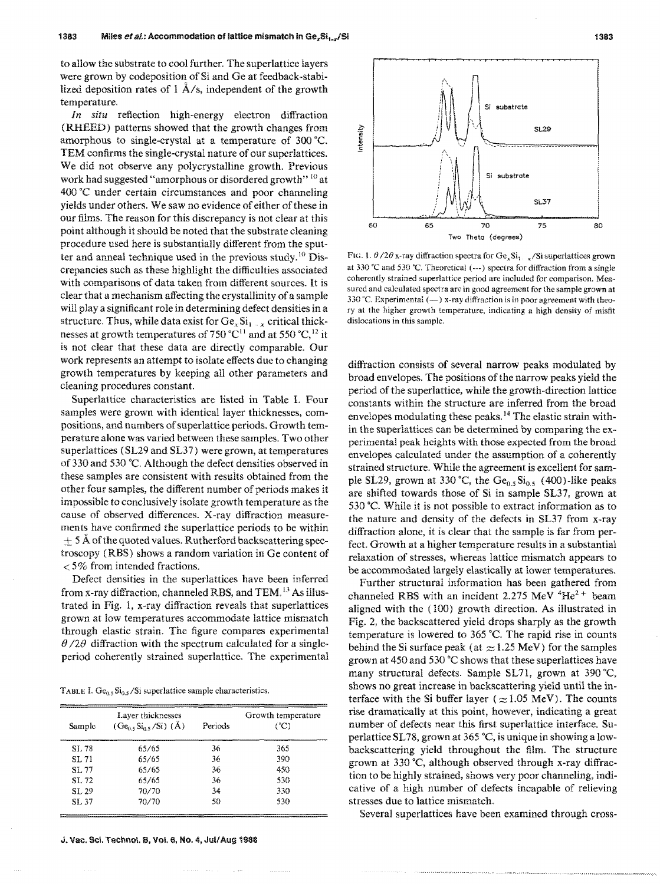to allow the substrate to cool further. The superlattice layers were grown by codeposition of Si and Ge at feedback-stabilized deposition rates of 1 Å/s, independent of the growth temperature.

*In situ* reflection high-energy electron diffraction (RHEED) patterns showed that the growth changes from amorphous to single-crystal at a temperature of 300 °C. TEM confirms the single-crystal nature of our superlattices. We did not observe any polycrystalline growth. Previous work had suggested "amorphous or disordered growth"[10] at 400 °C under certain circumstances and poor channeling yields under others. We saw no evidence of either of these in our films. The reason for this discrepancy is not clear at this point although it should be noted that the substrate cleaning procedure used here is substantially different from the sputter and anneal technique used in the previous study.[10] Discrepancies such as these highlight the difficulties associated with comparisons of data taken from different sources. It is clear that a mechanism affecting the crystallinity of a sample will play a significant role in determining defect densities in a structure. Thus, while data exist for $Ge_xSi_{1-x}$ critical thicknesses at growth temperatures of 750 °C[11] and at 550 °C,[12] it is not clear that these data are directly comparable. Our work represents an attempt to isolate effects due to changing growth temperatures by keeping all other parameters and cleaning procedures constant.

Superlattice characteristics are listed in Table I. Four samples were grown with identical layer thicknesses, compositions, and numbers of superlattice periods. Growth temperature alone was varied between these samples. Two other superlattices (SL29 and SL37) were grown, at temperatures of 330 and 530 °C. Although the defect densities observed in these samples are consistent with results obtained from the other four samples, the different number of periods makes it impossible to conclusively isolate growth temperature as the cause of observed differences. X-ray diffraction measurements have confirmed the superlattice periods to be within ±5 Å of the quoted values. Rutherford backscattering spectroscopy (RBS) shows a random variation in Ge content of <5% from intended fractions.

Defect densities in the superlattices have been inferred from x-ray diffraction, channeled RBS, and TEM.[13] As illustrated in Fig. 1, x-ray diffraction reveals that superlattices grown at low temperatures accommodate lattice mismatch through elastic strain. The figure compares experimental $\theta/2\theta$ diffraction with the spectrum calculated for a single-period coherently strained superlattice. The experimental diffraction consists of several narrow peaks modulated by broad envelopes. The positions of the narrow peaks yield the period of the superlattice, while the growth-direction lattice constants within the structure are inferred from the broad envelopes modulating these peaks.[14] The elastic strain within the superlattices can be determined by comparing the experimental peak heights with those expected from the broad envelopes calculated under the assumption of a coherently strained structure. While the agreement is excellent for sample SL29, grown at 330 °C, the $Ge_{0.5}Si_{0.5}$ (400)-like peaks are shifted towards those of Si in sample SL37, grown at 530 °C. While it is not possible to extract information as to the nature and density of the defects in SL37 from x-ray diffraction alone, it is clear that the sample is far from perfect. Growth at a higher temperature results in a substantial relaxation of stresses, whereas lattice mismatch appears to be accommodated largely elastically at lower temperatures.

TABLE I. $Ge_{0.5}Si_{0.5}$/Si superlattice sample characteristics.

| Sample | Layer thicknesses ($Ge_{0.5}Si_{0.5}$/Si) (Å) | Periods | Growth temperature (°C) |
|---|---|---|---|
| SL 78 | 65/65 | 36 | 365 |
| SL 71 | 65/65 | 36 | 390 |
| SL 77 | 65/65 | 36 | 450 |
| SL 72 | 65/65 | 36 | 530 |
| SL 29 | 70/70 | 34 | 330 |
| SL 37 | 70/70 | 50 | 530 |

FIG. 1. $\theta/2\theta$ x-ray diffraction spectra for $Ge_xSi_{1-x}$/Si superlattices grown at 330 °C and 530 °C. Theoretical (---) spectra for diffraction from a single coherently strained superlattice period are included for comparison. Measured and calculated spectra are in good agreement for the sample grown at 330 °C. Experimental (—) x-ray diffraction is in poor agreement with theory at the higher growth temperature, indicating a high density of misfit dislocations in this sample.

Further structural information has been gathered from channeled RBS with an incident 2.275 MeV $^4He^{2+}$ beam aligned with the (100) growth direction. As illustrated in Fig. 2, the backscattered yield drops sharply as the growth temperature is lowered to 365 °C. The rapid rise in counts behind the Si surface peak (at ≈1.25 MeV) for the samples grown at 450 and 530 °C shows that these superlattices have many structural defects. Sample SL71, grown at 390 °C, shows no great increase in backscattering yield until the interface with the Si buffer layer (≈1.05 MeV). The counts rise dramatically at this point, however, indicating a great number of defects near this first superlattice interface. Superlattice SL78, grown at 365 °C, is unique in showing a low-backscattering yield throughout the film. The structure grown at 330 °C, although observed through x-ray diffraction to be highly strained, shows very poor channeling, indicative of a high number of defects incapable of relieving stresses due to lattice mismatch.

Several superlattices have been examined through cross-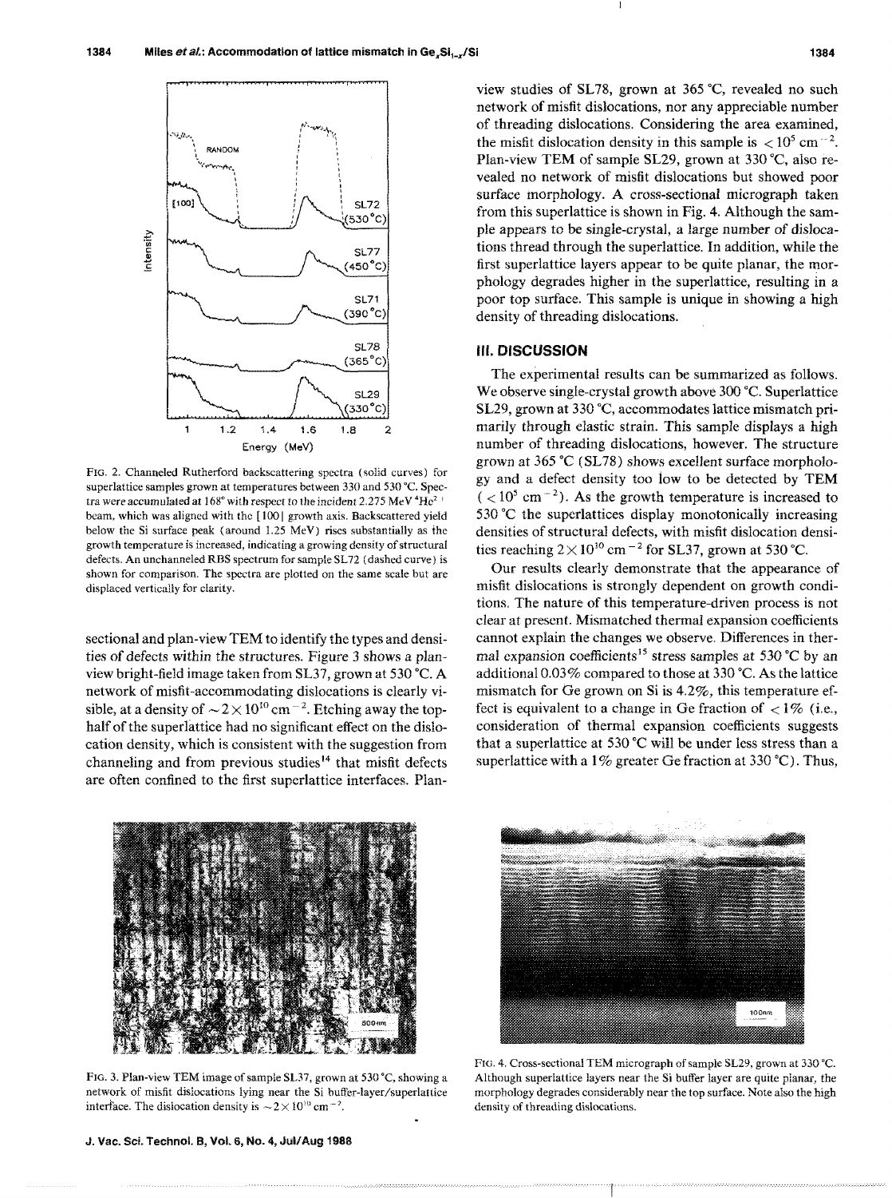FIG. 2. Channeled Rutherford backscattering spectra (solid curves) for superlattice samples grown at temperatures between 330 and 530 °C. Spectra were accumulated at 168° with respect to the incident 2.275 MeV $^4He^{2+}$ beam, which was aligned with the [100] growth axis. Backscattered yield below the Si surface peak (around 1.25 MeV) rises substantially as the growth temperature is increased, indicating a growing density of structural defects. An unchanneled RBS spectrum for sample SL72 (dashed curve) is shown for comparison. The spectra are plotted on the same scale but are displaced vertically for clarity.

sectional and plan-view TEM to identify the types and densities of defects within the structures. Figure 3 shows a plan-view bright-field image taken from SL37, grown at 530 °C. A network of misfit-accommodating dislocations is clearly visible, at a density of $\sim 2\times10^{10}$ cm$^{-2}$. Etching away the top-half of the superlattice had no significant effect on the dislocation density, which is consistent with the suggestion from channeling and from previous studies[14] that misfit defects are often confined to the first superlattice interfaces. Plan-view studies of SL78, grown at 365 °C, revealed no such network of misfit dislocations, nor any appreciable number of threading dislocations. Considering the area examined, the misfit dislocation density in this sample is $<10^5$ cm$^{-2}$. Plan-view TEM of sample SL29, grown at 330 °C, also revealed no network of misfit dislocations but showed poor surface morphology. A cross-sectional micrograph taken from this superlattice is shown in Fig. 4. Although the sample appears to be single-crystal, a large number of dislocations thread through the superlattice. In addition, while the first superlattice layers appear to be quite planar, the morphology degrades higher in the superlattice, resulting in a poor top surface. This sample is unique in showing a high density of threading dislocations.

## III. DISCUSSION

The experimental results can be summarized as follows. We observe single-crystal growth above 300 °C. Superlattice SL29, grown at 330 °C, accommodates lattice mismatch primarily through elastic strain. This sample displays a high number of threading dislocations, however. The structure grown at 365 °C (SL78) shows excellent surface morphology and a defect density too low to be detected by TEM ($<10^5$ cm$^{-2}$). As the growth temperature is increased to 530 °C the superlattices display monotonically increasing densities of structural defects, with misfit dislocation densities reaching $2\times10^{10}$ cm$^{-2}$ for SL37, grown at 530 °C.

Our results clearly demonstrate that the appearance of misfit dislocations is strongly dependent on growth conditions. The nature of this temperature-driven process is not clear at present. Mismatched thermal expansion coefficients cannot explain the changes we observe. Differences in thermal expansion coefficients[15] stress samples at 530 °C by an additional 0.03% compared to those at 330 °C. As the lattice mismatch for Ge grown on Si is 4.2%, this temperature effect is equivalent to a change in Ge fraction of $<1\%$ (i.e., consideration of thermal expansion coefficients suggests that a superlattice at 530 °C will be under less stress than a superlattice with a 1% greater Ge fraction at 330 °C). Thus,

FIG. 3. Plan-view TEM image of sample SL37, grown at 530 °C, showing a network of misfit dislocations lying near the Si buffer-layer/superlattice interface. The dislocation density is $\sim 2\times10^{10}$ cm$^{-2}$.

FIG. 4. Cross-sectional TEM micrograph of sample SL29, grown at 330 °C. Although superlattice layers near the Si buffer layer are quite planar, the morphology degrades considerably near the top surface. Note also the high density of threading dislocations.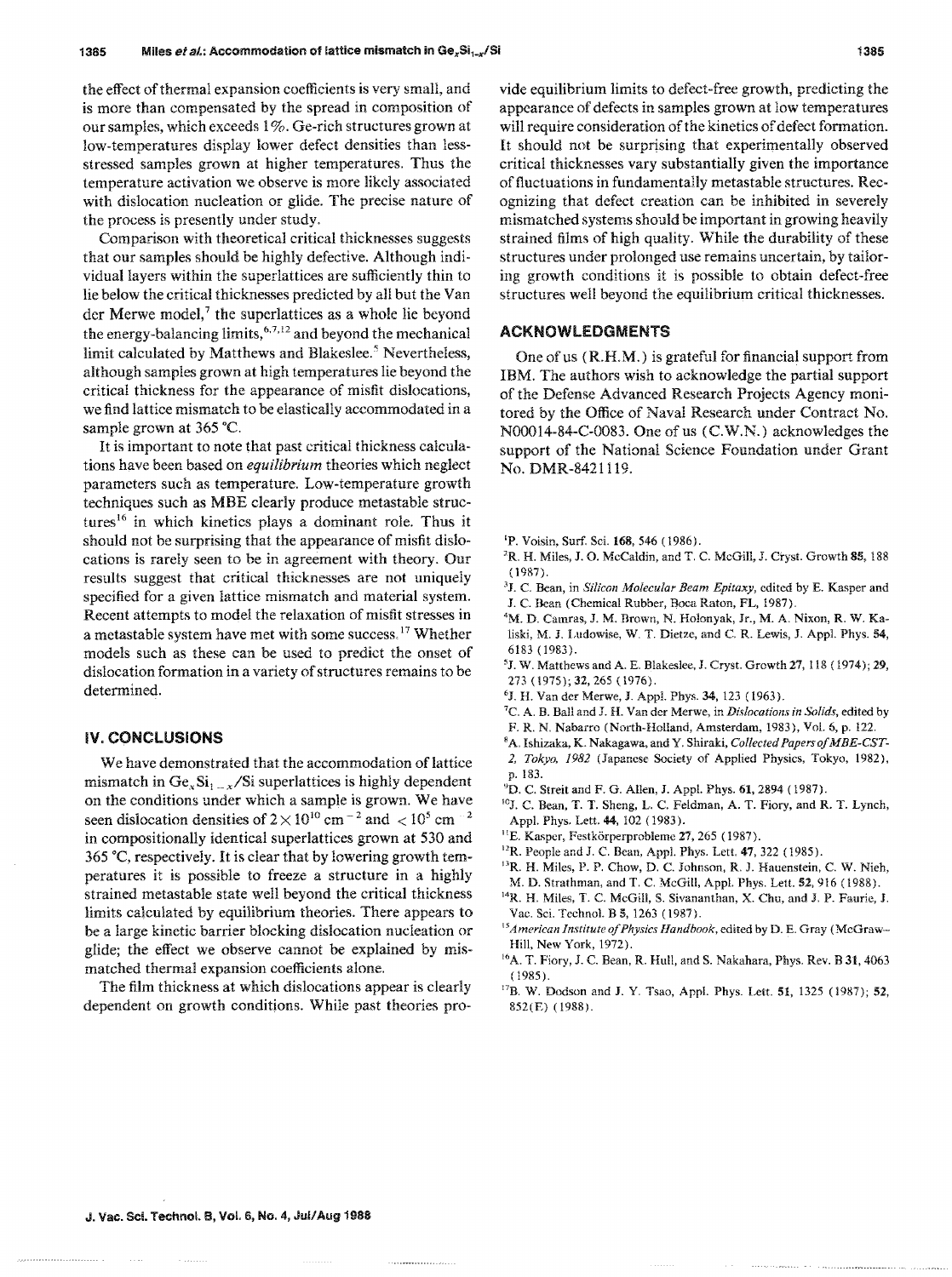the effect of thermal expansion coefficients is very small, and is more than compensated by the spread in composition of our samples, which exceeds 1%. Ge-rich structures grown at low-temperatures display lower defect densities than less-stressed samples grown at higher temperatures. Thus the temperature activation we observe is more likely associated with dislocation nucleation or glide. The precise nature of the process is presently under study.

Comparison with theoretical critical thicknesses suggests that our samples should be highly defective. Although individual layers within the superlattices are sufficiently thin to lie below the critical thicknesses predicted by all but the Van der Merwe model,[7] the superlattices as a whole lie beyond the energy-balancing limits,[6,7,12] and beyond the mechanical limit calculated by Matthews and Blakeslee.[5] Nevertheless, although samples grown at high temperatures lie beyond the critical thickness for the appearance of misfit dislocations, we find lattice mismatch to be elastically accommodated in a sample grown at 365 °C.

It is important to note that past critical thickness calculations have been based on *equilibrium* theories which neglect parameters such as temperature. Low-temperature growth techniques such as MBE clearly produce metastable structures[16] in which kinetics plays a dominant role. Thus it should not be surprising that the appearance of misfit dislocations is rarely seen to be in agreement with theory. Our results suggest that critical thicknesses are not uniquely specified for a given lattice mismatch and material system. Recent attempts to model the relaxation of misfit stresses in a metastable system have met with some success.[17] Whether models such as these can be used to predict the onset of dislocation formation in a variety of structures remains to be determined.

## IV. CONCLUSIONS

We have demonstrated that the accommodation of lattice mismatch in $Ge_xSi_{1-x}$/Si superlattices is highly dependent on the conditions under which a sample is grown. We have seen dislocation densities of $2\times10^{10}$ cm$^{-2}$ and $<10^5$ cm$^{-2}$ in compositionally identical superlattices grown at 530 and 365 °C, respectively. It is clear that by lowering growth temperatures it is possible to freeze a structure in a highly strained metastable state well beyond the critical thickness limits calculated by equilibrium theories. There appears to be a large kinetic barrier blocking dislocation nucleation or glide; the effect we observe cannot be explained by mismatched thermal expansion coefficients alone.

The film thickness at which dislocations appear is clearly dependent on growth conditions. While past theories provide equilibrium limits to defect-free growth, predicting the appearance of defects in samples grown at low temperatures will require consideration of the kinetics of defect formation. It should not be surprising that experimentally observed critical thicknesses vary substantially given the importance of fluctuations in fundamentally metastable structures. Recognizing that defect creation can be inhibited in severely mismatched systems should be important in growing heavily strained films of high quality. While the durability of these structures under prolonged use remains uncertain, by tailoring growth conditions it is possible to obtain defect-free structures well beyond the equilibrium critical thicknesses.

## ACKNOWLEDGMENTS

One of us (R.H.M.) is grateful for financial support from IBM. The authors wish to acknowledge the partial support of the Defense Advanced Research Projects Agency monitored by the Office of Naval Research under Contract No. N00014-84-C-0083. One of us (C.W.N.) acknowledges the support of the National Science Foundation under Grant No. DMR-8421119.

[1] P. Voisin, Surf. Sci. **168**, 546 (1986).
[2] R. H. Miles, J. O. McCaldin, and T. C. McGill, J. Cryst. Growth **85**, 188 (1987).
[3] J. C. Bean, in *Silicon Molecular Beam Epitaxy*, edited by E. Kasper and J. C. Bean (Chemical Rubber, Boca Raton, FL, 1987).
[4] M. D. Camras, J. M. Brown, N. Holonyak, Jr., M. A. Nixon, R. W. Kaliski, M. J. Ludowise, W. T. Dietze, and C. R. Lewis, J. Appl. Phys. **54**, 6183 (1983).
[5] J. W. Matthews and A. E. Blakeslee, J. Cryst. Growth **27**, 118 (1974); **29**, 273 (1975); **32**, 265 (1976).
[6] J. H. Van der Merwe, J. Appl. Phys. **34**, 123 (1963).
[7] C. A. B. Ball and J. H. Van der Merwe, in *Dislocations in Solids*, edited by F. R. N. Nabarro (North-Holland, Amsterdam, 1983), Vol. 6, p. 122.
[8] A. Ishizaka, K. Nakagawa, and Y. Shiraki, *Collected Papers of MBE-CST-2, Tokyo, 1982* (Japanese Society of Applied Physics, Tokyo, 1982), p. 183.
[9] D. C. Streit and F. G. Allen, J. Appl. Phys. **61**, 2894 (1987).
[10] J. C. Bean, T. T. Sheng, L. C. Feldman, A. T. Fiory, and R. T. Lynch, Appl. Phys. Lett. **44**, 102 (1983).
[11] E. Kasper, Festkörperprobleme **27**, 265 (1987).
[12] R. People and J. C. Bean, Appl. Phys. Lett. **47**, 322 (1985).
[13] R. H. Miles, P. P. Chow, D. C. Johnson, R. J. Hauenstein, C. W. Nieh, M. D. Strathman, and T. C. McGill, Appl. Phys. Lett. **52**, 916 (1988).
[14] R. H. Miles, T. C. McGill, S. Sivananthan, X. Chu, and J. P. Faurie, J. Vac. Sci. Technol. B **5**, 1263 (1987).
[15] *American Institute of Physics Handbook*, edited by D. E. Gray (McGraw-Hill, New York, 1972).
[16] A. T. Fiory, J. C. Bean, R. Hull, and S. Nakahara, Phys. Rev. B **31**, 4063 (1985).
[17] B. W. Dodson and J. Y. Tsao, Appl. Phys. Lett. **51**, 1325 (1987); **52**, 852(E) (1988).